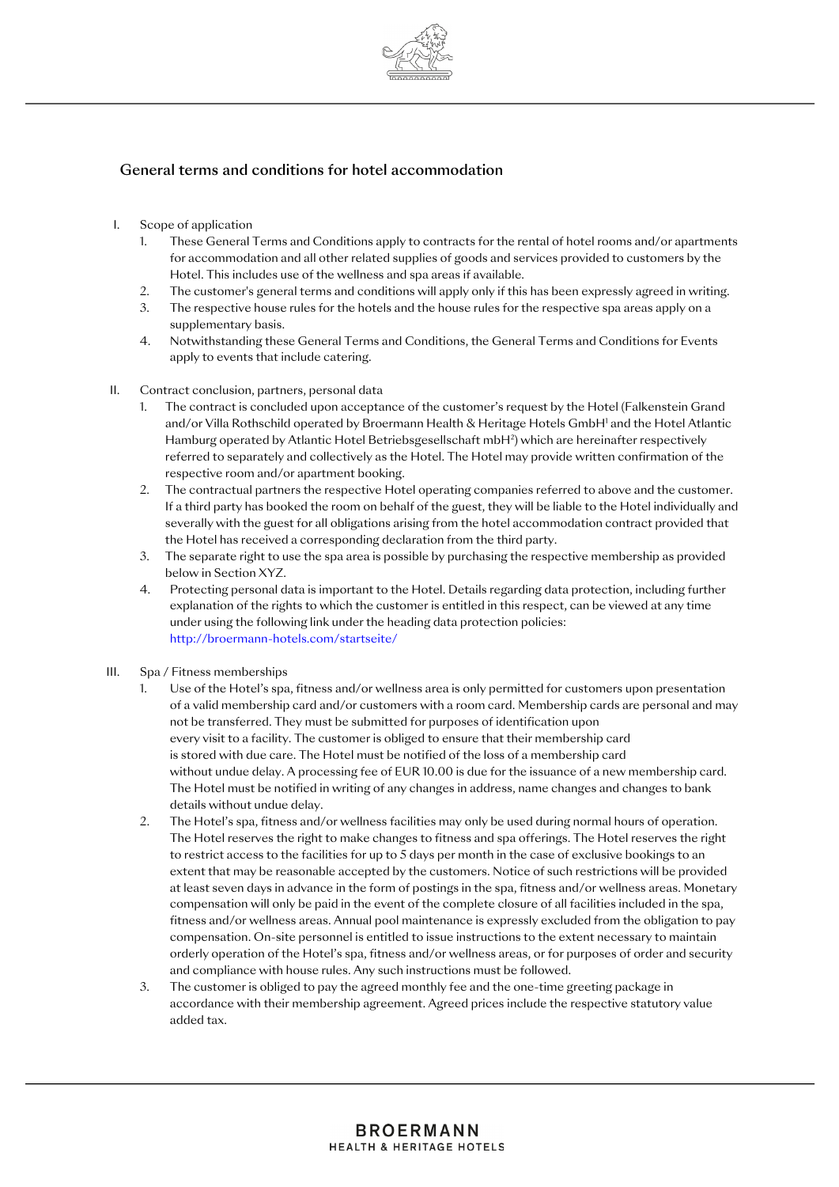# General terms and conditions for hotel accommodation

I. Scope of application
   1. These General Terms and Conditions apply to contracts for the rental of hotel rooms and/or apartments for accommodation and all other related supplies of goods and services provided to customers by the Hotel. This includes use of the wellness and spa areas if available.
   2. The customer's general terms and conditions will apply only if this has been expressly agreed in writing.
   3. The respective house rules for the hotels and the house rules for the respective spa areas apply on a supplementary basis.
   4. Notwithstanding these General Terms and Conditions, the General Terms and Conditions for Events apply to events that include catering.

II. Contract conclusion, partners, personal data
   1. The contract is concluded upon acceptance of the customer's request by the Hotel (Falkenstein Grand and/or Villa Rothschild operated by Broermann Health & Heritage Hotels GmbH[1] and the Hotel Atlantic Hamburg operated by Atlantic Hotel Betriebsgesellschaft mbH[2]) which are hereinafter respectively referred to separately and collectively as the Hotel. The Hotel may provide written confirmation of the respective room and/or apartment booking.
   2. The contractual partners the respective Hotel operating companies referred to above and the customer. If a third party has booked the room on behalf of the guest, they will be liable to the Hotel individually and severally with the guest for all obligations arising from the hotel accommodation contract provided that the Hotel has received a corresponding declaration from the third party.
   3. The separate right to use the spa area is possible by purchasing the respective membership as provided below in Section XYZ.
   4. Protecting personal data is important to the Hotel. Details regarding data protection, including further explanation of the rights to which the customer is entitled in this respect, can be viewed at any time under using the following link under the heading data protection policies: http://broermann-hotels.com/startseite/

III. Spa / Fitness memberships
   1. Use of the Hotel's spa, fitness and/or wellness area is only permitted for customers upon presentation of a valid membership card and/or customers with a room card. Membership cards are personal and may not be transferred. They must be submitted for purposes of identification upon every visit to a facility. The customer is obliged to ensure that their membership card is stored with due care. The Hotel must be notified of the loss of a membership card without undue delay. A processing fee of EUR 10.00 is due for the issuance of a new membership card. The Hotel must be notified in writing of any changes in address, name changes and changes to bank details without undue delay.
   2. The Hotel's spa, fitness and/or wellness facilities may only be used during normal hours of operation. The Hotel reserves the right to make changes to fitness and spa offerings. The Hotel reserves the right to restrict access to the facilities for up to 5 days per month in the case of exclusive bookings to an extent that may be reasonable accepted by the customers. Notice of such restrictions will be provided at least seven days in advance in the form of postings in the spa, fitness and/or wellness areas. Monetary compensation will only be paid in the event of the complete closure of all facilities included in the spa, fitness and/or wellness areas. Annual pool maintenance is expressly excluded from the obligation to pay compensation. On-site personnel is entitled to issue instructions to the extent necessary to maintain orderly operation of the Hotel's spa, fitness and/or wellness areas, or for purposes of order and security and compliance with house rules. Any such instructions must be followed.
   3. The customer is obliged to pay the agreed monthly fee and the one-time greeting package in accordance with their membership agreement. Agreed prices include the respective statutory value added tax.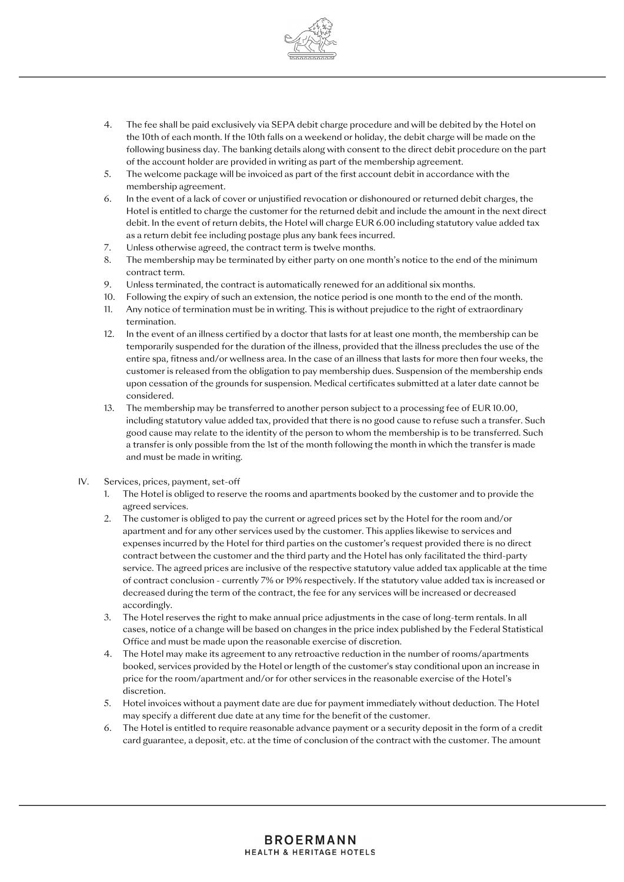4. The fee shall be paid exclusively via SEPA debit charge procedure and will be debited by the Hotel on the 10th of each month. If the 10th falls on a weekend or holiday, the debit charge will be made on the following business day. The banking details along with consent to the direct debit procedure on the part of the account holder are provided in writing as part of the membership agreement.
5. The welcome package will be invoiced as part of the first account debit in accordance with the membership agreement.
6. In the event of a lack of cover or unjustified revocation or dishonoured or returned debit charges, the Hotel is entitled to charge the customer for the returned debit and include the amount in the next direct debit. In the event of return debits, the Hotel will charge EUR 6.00 including statutory value added tax as a return debit fee including postage plus any bank fees incurred.
7. Unless otherwise agreed, the contract term is twelve months.
8. The membership may be terminated by either party on one month's notice to the end of the minimum contract term.
9. Unless terminated, the contract is automatically renewed for an additional six months.
10. Following the expiry of such an extension, the notice period is one month to the end of the month.
11. Any notice of termination must be in writing. This is without prejudice to the right of extraordinary termination.
12. In the event of an illness certified by a doctor that lasts for at least one month, the membership can be temporarily suspended for the duration of the illness, provided that the illness precludes the use of the entire spa, fitness and/or wellness area. In the case of an illness that lasts for more then four weeks, the customer is released from the obligation to pay membership dues. Suspension of the membership ends upon cessation of the grounds for suspension. Medical certificates submitted at a later date cannot be considered.
13. The membership may be transferred to another person subject to a processing fee of EUR 10.00, including statutory value added tax, provided that there is no good cause to refuse such a transfer. Such good cause may relate to the identity of the person to whom the membership is to be transferred. Such a transfer is only possible from the 1st of the month following the month in which the transfer is made and must be made in writing.

IV. Services, prices, payment, set-off

1. The Hotel is obliged to reserve the rooms and apartments booked by the customer and to provide the agreed services.
2. The customer is obliged to pay the current or agreed prices set by the Hotel for the room and/or apartment and for any other services used by the customer. This applies likewise to services and expenses incurred by the Hotel for third parties on the customer's request provided there is no direct contract between the customer and the third party and the Hotel has only facilitated the third-party service. The agreed prices are inclusive of the respective statutory value added tax applicable at the time of contract conclusion - currently 7% or 19% respectively. If the statutory value added tax is increased or decreased during the term of the contract, the fee for any services will be increased or decreased accordingly.
3. The Hotel reserves the right to make annual price adjustments in the case of long-term rentals. In all cases, notice of a change will be based on changes in the price index published by the Federal Statistical Office and must be made upon the reasonable exercise of discretion.
4. The Hotel may make its agreement to any retroactive reduction in the number of rooms/apartments booked, services provided by the Hotel or length of the customer's stay conditional upon an increase in price for the room/apartment and/or for other services in the reasonable exercise of the Hotel's discretion.
5. Hotel invoices without a payment date are due for payment immediately without deduction. The Hotel may specify a different due date at any time for the benefit of the customer.
6. The Hotel is entitled to require reasonable advance payment or a security deposit in the form of a credit card guarantee, a deposit, etc. at the time of conclusion of the contract with the customer. The amount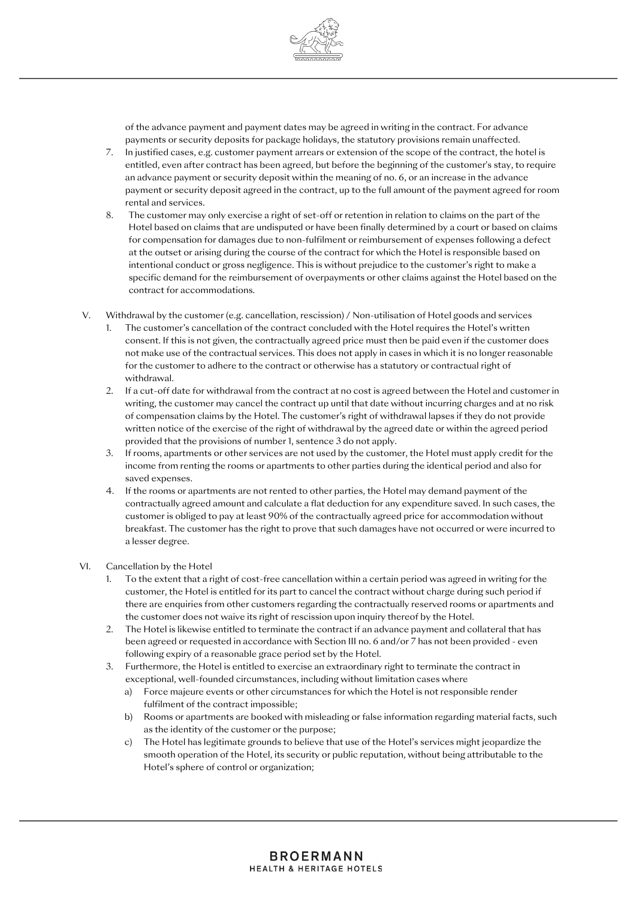of the advance payment and payment dates may be agreed in writing in the contract. For advance payments or security deposits for package holidays, the statutory provisions remain unaffected.

7. In justified cases, e.g. customer payment arrears or extension of the scope of the contract, the hotel is entitled, even after contract has been agreed, but before the beginning of the customer's stay, to require an advance payment or security deposit within the meaning of no. 6, or an increase in the advance payment or security deposit agreed in the contract, up to the full amount of the payment agreed for room rental and services.
8. The customer may only exercise a right of set-off or retention in relation to claims on the part of the Hotel based on claims that are undisputed or have been finally determined by a court or based on claims for compensation for damages due to non-fulfilment or reimbursement of expenses following a defect at the outset or arising during the course of the contract for which the Hotel is responsible based on intentional conduct or gross negligence. This is without prejudice to the customer's right to make a specific demand for the reimbursement of overpayments or other claims against the Hotel based on the contract for accommodations.

V. Withdrawal by the customer (e.g. cancellation, rescission) / Non-utilisation of Hotel goods and services

1. The customer's cancellation of the contract concluded with the Hotel requires the Hotel's written consent. If this is not given, the contractually agreed price must then be paid even if the customer does not make use of the contractual services. This does not apply in cases in which it is no longer reasonable for the customer to adhere to the contract or otherwise has a statutory or contractual right of withdrawal.
2. If a cut-off date for withdrawal from the contract at no cost is agreed between the Hotel and customer in writing, the customer may cancel the contract up until that date without incurring charges and at no risk of compensation claims by the Hotel. The customer's right of withdrawal lapses if they do not provide written notice of the exercise of the right of withdrawal by the agreed date or within the agreed period provided that the provisions of number 1, sentence 3 do not apply.
3. If rooms, apartments or other services are not used by the customer, the Hotel must apply credit for the income from renting the rooms or apartments to other parties during the identical period and also for saved expenses.
4. If the rooms or apartments are not rented to other parties, the Hotel may demand payment of the contractually agreed amount and calculate a flat deduction for any expenditure saved. In such cases, the customer is obliged to pay at least 90% of the contractually agreed price for accommodation without breakfast. The customer has the right to prove that such damages have not occurred or were incurred to a lesser degree.

VI. Cancellation by the Hotel

1. To the extent that a right of cost-free cancellation within a certain period was agreed in writing for the customer, the Hotel is entitled for its part to cancel the contract without charge during such period if there are enquiries from other customers regarding the contractually reserved rooms or apartments and the customer does not waive its right of rescission upon inquiry thereof by the Hotel.
2. The Hotel is likewise entitled to terminate the contract if an advance payment and collateral that has been agreed or requested in accordance with Section III no. 6 and/or 7 has not been provided - even following expiry of a reasonable grace period set by the Hotel.
3. Furthermore, the Hotel is entitled to exercise an extraordinary right to terminate the contract in exceptional, well-founded circumstances, including without limitation cases where
   a) Force majeure events or other circumstances for which the Hotel is not responsible render fulfilment of the contract impossible;
   b) Rooms or apartments are booked with misleading or false information regarding material facts, such as the identity of the customer or the purpose;
   c) The Hotel has legitimate grounds to believe that use of the Hotel's services might jeopardize the smooth operation of the Hotel, its security or public reputation, without being attributable to the Hotel's sphere of control or organization;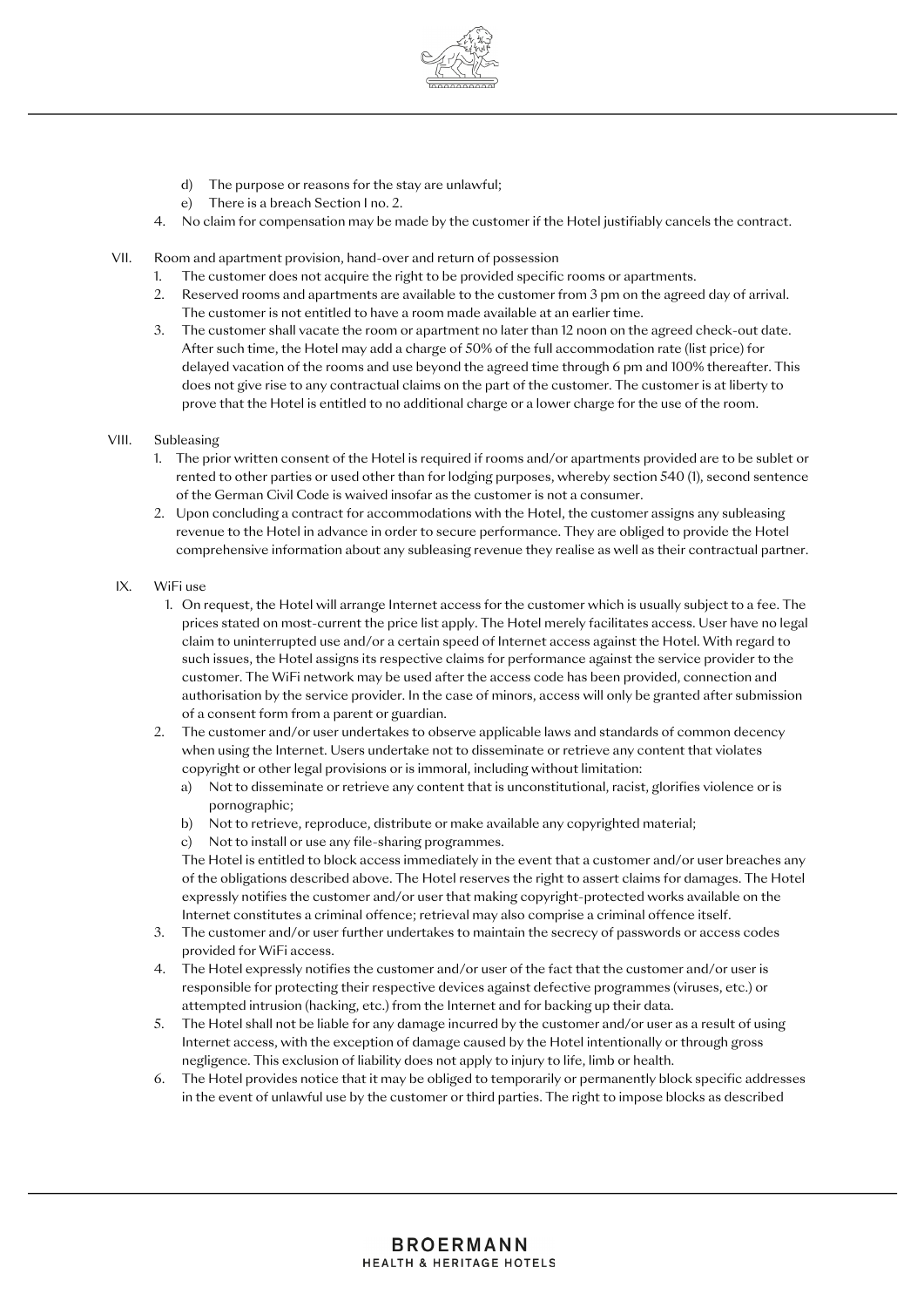d) The purpose or reasons for the stay are unlawful;
   e) There is a breach Section I no. 2.
4. No claim for compensation may be made by the customer if the Hotel justifiably cancels the contract.

VII. Room and apartment provision, hand-over and return of possession

1. The customer does not acquire the right to be provided specific rooms or apartments.
2. Reserved rooms and apartments are available to the customer from 3 pm on the agreed day of arrival. The customer is not entitled to have a room made available at an earlier time.
3. The customer shall vacate the room or apartment no later than 12 noon on the agreed check-out date. After such time, the Hotel may add a charge of 50% of the full accommodation rate (list price) for delayed vacation of the rooms and use beyond the agreed time through 6 pm and 100% thereafter. This does not give rise to any contractual claims on the part of the customer. The customer is at liberty to prove that the Hotel is entitled to no additional charge or a lower charge for the use of the room.

VIII. Subleasing

1. The prior written consent of the Hotel is required if rooms and/or apartments provided are to be sublet or rented to other parties or used other than for lodging purposes, whereby section 540 (1), second sentence of the German Civil Code is waived insofar as the customer is not a consumer.
2. Upon concluding a contract for accommodations with the Hotel, the customer assigns any subleasing revenue to the Hotel in advance in order to secure performance. They are obliged to provide the Hotel comprehensive information about any subleasing revenue they realise as well as their contractual partner.

IX. WiFi use

1. On request, the Hotel will arrange Internet access for the customer which is usually subject to a fee. The prices stated on most-current the price list apply. The Hotel merely facilitates access. User have no legal claim to uninterrupted use and/or a certain speed of Internet access against the Hotel. With regard to such issues, the Hotel assigns its respective claims for performance against the service provider to the customer. The WiFi network may be used after the access code has been provided, connection and authorisation by the service provider. In the case of minors, access will only be granted after submission of a consent form from a parent or guardian.
2. The customer and/or user undertakes to observe applicable laws and standards of common decency when using the Internet. Users undertake not to disseminate or retrieve any content that violates copyright or other legal provisions or is immoral, including without limitation:
   a) Not to disseminate or retrieve any content that is unconstitutional, racist, glorifies violence or is pornographic;
   b) Not to retrieve, reproduce, distribute or make available any copyrighted material;
   c) Not to install or use any file-sharing programmes.

   The Hotel is entitled to block access immediately in the event that a customer and/or user breaches any of the obligations described above. The Hotel reserves the right to assert claims for damages. The Hotel expressly notifies the customer and/or user that making copyright-protected works available on the Internet constitutes a criminal offence; retrieval may also comprise a criminal offence itself.
3. The customer and/or user further undertakes to maintain the secrecy of passwords or access codes provided for WiFi access.
4. The Hotel expressly notifies the customer and/or user of the fact that the customer and/or user is responsible for protecting their respective devices against defective programmes (viruses, etc.) or attempted intrusion (hacking, etc.) from the Internet and for backing up their data.
5. The Hotel shall not be liable for any damage incurred by the customer and/or user as a result of using Internet access, with the exception of damage caused by the Hotel intentionally or through gross negligence. This exclusion of liability does not apply to injury to life, limb or health.
6. The Hotel provides notice that it may be obliged to temporarily or permanently block specific addresses in the event of unlawful use by the customer or third parties. The right to impose blocks as described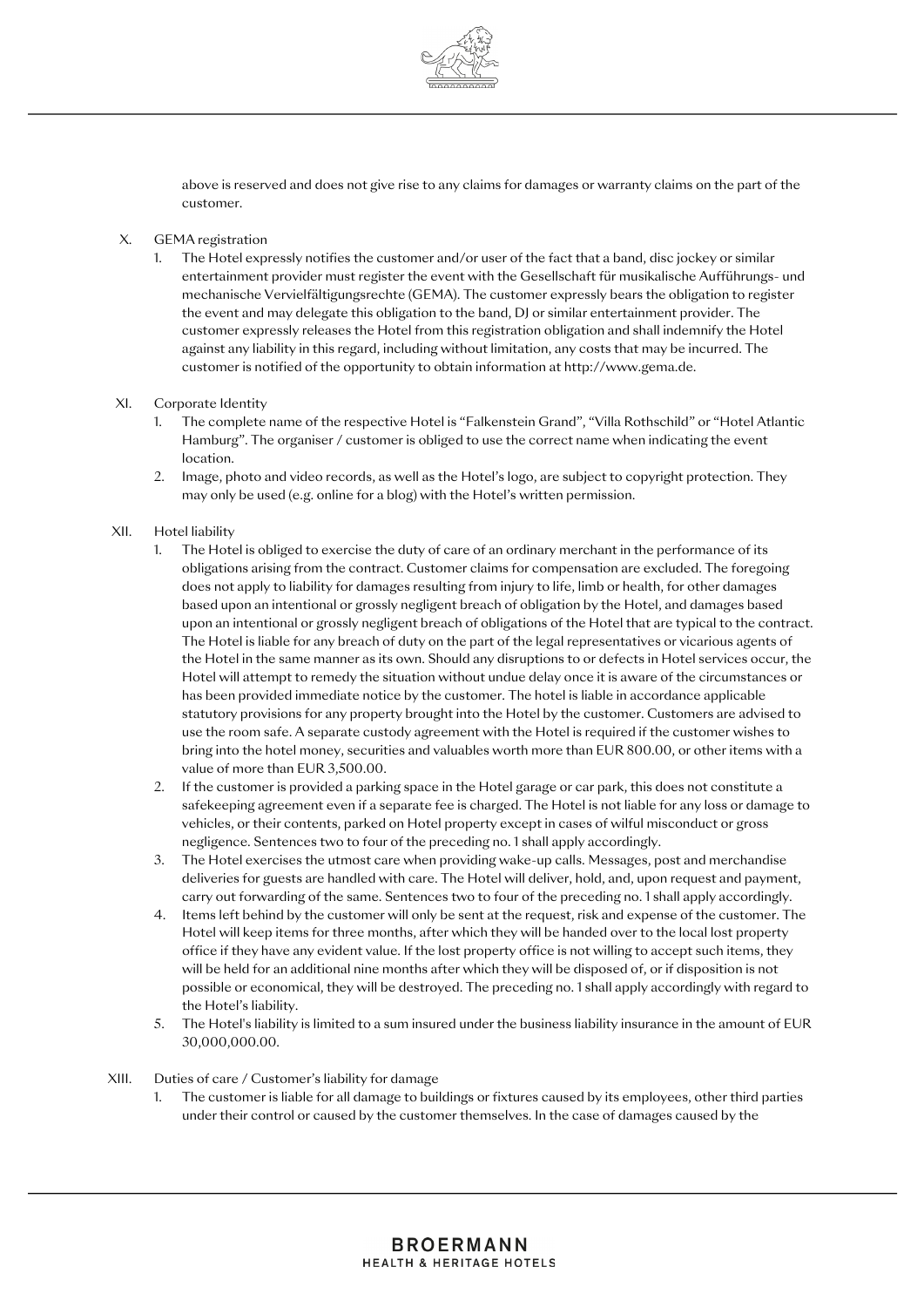above is reserved and does not give rise to any claims for damages or warranty claims on the part of the customer.

X. GEMA registration

1. The Hotel expressly notifies the customer and/or user of the fact that a band, disc jockey or similar entertainment provider must register the event with the Gesellschaft für musikalische Aufführungs- und mechanische Vervielfältigungsrechte (GEMA). The customer expressly bears the obligation to register the event and may delegate this obligation to the band, DJ or similar entertainment provider. The customer expressly releases the Hotel from this registration obligation and shall indemnify the Hotel against any liability in this regard, including without limitation, any costs that may be incurred. The customer is notified of the opportunity to obtain information at http://www.gema.de.

XI. Corporate Identity

1. The complete name of the respective Hotel is "Falkenstein Grand", "Villa Rothschild" or "Hotel Atlantic Hamburg". The organiser / customer is obliged to use the correct name when indicating the event location.
2. Image, photo and video records, as well as the Hotel's logo, are subject to copyright protection. They may only be used (e.g. online for a blog) with the Hotel's written permission.

XII. Hotel liability

1. The Hotel is obliged to exercise the duty of care of an ordinary merchant in the performance of its obligations arising from the contract. Customer claims for compensation are excluded. The foregoing does not apply to liability for damages resulting from injury to life, limb or health, for other damages based upon an intentional or grossly negligent breach of obligation by the Hotel, and damages based upon an intentional or grossly negligent breach of obligations of the Hotel that are typical to the contract. The Hotel is liable for any breach of duty on the part of the legal representatives or vicarious agents of the Hotel in the same manner as its own. Should any disruptions to or defects in Hotel services occur, the Hotel will attempt to remedy the situation without undue delay once it is aware of the circumstances or has been provided immediate notice by the customer. The hotel is liable in accordance applicable statutory provisions for any property brought into the Hotel by the customer. Customers are advised to use the room safe. A separate custody agreement with the Hotel is required if the customer wishes to bring into the hotel money, securities and valuables worth more than EUR 800.00, or other items with a value of more than EUR 3,500.00.
2. If the customer is provided a parking space in the Hotel garage or car park, this does not constitute a safekeeping agreement even if a separate fee is charged. The Hotel is not liable for any loss or damage to vehicles, or their contents, parked on Hotel property except in cases of wilful misconduct or gross negligence. Sentences two to four of the preceding no. 1 shall apply accordingly.
3. The Hotel exercises the utmost care when providing wake-up calls. Messages, post and merchandise deliveries for guests are handled with care. The Hotel will deliver, hold, and, upon request and payment, carry out forwarding of the same. Sentences two to four of the preceding no. 1 shall apply accordingly.
4. Items left behind by the customer will only be sent at the request, risk and expense of the customer. The Hotel will keep items for three months, after which they will be handed over to the local lost property office if they have any evident value. If the lost property office is not willing to accept such items, they will be held for an additional nine months after which they will be disposed of, or if disposition is not possible or economical, they will be destroyed. The preceding no. 1 shall apply accordingly with regard to the Hotel's liability.
5. The Hotel's liability is limited to a sum insured under the business liability insurance in the amount of EUR 30,000,000.00.

XIII. Duties of care / Customer's liability for damage

1. The customer is liable for all damage to buildings or fixtures caused by its employees, other third parties under their control or caused by the customer themselves. In the case of damages caused by the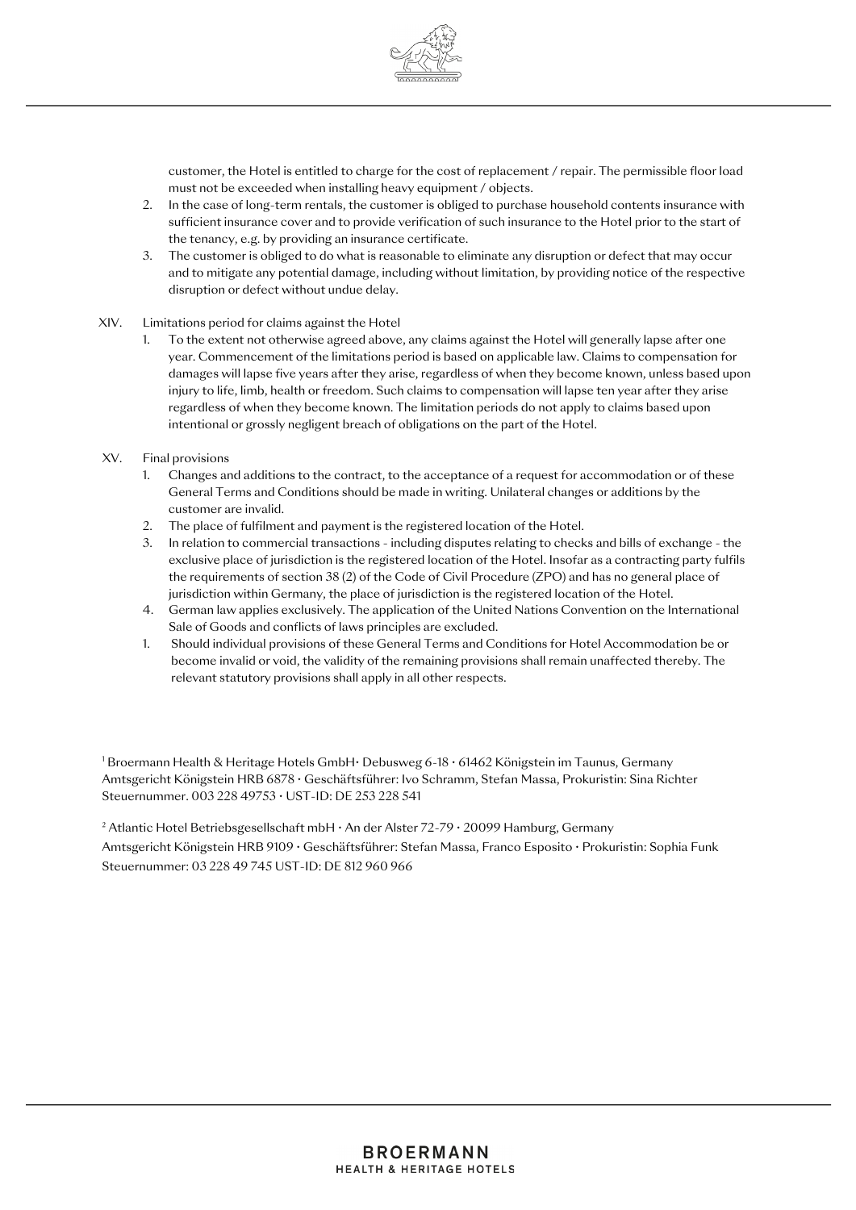customer, the Hotel is entitled to charge for the cost of replacement / repair. The permissible floor load must not be exceeded when installing heavy equipment / objects.

2. In the case of long-term rentals, the customer is obliged to purchase household contents insurance with sufficient insurance cover and to provide verification of such insurance to the Hotel prior to the start of the tenancy, e.g. by providing an insurance certificate.
3. The customer is obliged to do what is reasonable to eliminate any disruption or defect that may occur and to mitigate any potential damage, including without limitation, by providing notice of the respective disruption or defect without undue delay.

XIV. Limitations period for claims against the Hotel

1. To the extent not otherwise agreed above, any claims against the Hotel will generally lapse after one year. Commencement of the limitations period is based on applicable law. Claims to compensation for damages will lapse five years after they arise, regardless of when they become known, unless based upon injury to life, limb, health or freedom. Such claims to compensation will lapse ten year after they arise regardless of when they become known. The limitation periods do not apply to claims based upon intentional or grossly negligent breach of obligations on the part of the Hotel.

XV. Final provisions

1. Changes and additions to the contract, to the acceptance of a request for accommodation or of these General Terms and Conditions should be made in writing. Unilateral changes or additions by the customer are invalid.
2. The place of fulfilment and payment is the registered location of the Hotel.
3. In relation to commercial transactions - including disputes relating to checks and bills of exchange - the exclusive place of jurisdiction is the registered location of the Hotel. Insofar as a contracting party fulfils the requirements of section 38 (2) of the Code of Civil Procedure (ZPO) and has no general place of jurisdiction within Germany, the place of jurisdiction is the registered location of the Hotel.
4. German law applies exclusively. The application of the United Nations Convention on the International Sale of Goods and conflicts of laws principles are excluded.

1. Should individual provisions of these General Terms and Conditions for Hotel Accommodation be or become invalid or void, the validity of the remaining provisions shall remain unaffected thereby. The relevant statutory provisions shall apply in all other respects.

[1] Broermann Health & Heritage Hotels GmbH· Debusweg 6-18 · 61462 Königstein im Taunus, Germany
Amtsgericht Königstein HRB 6878 · Geschäftsführer: Ivo Schramm, Stefan Massa, Prokuristin: Sina Richter
Steuernummer. 003 228 49753 · UST-ID: DE 253 228 541

[2] Atlantic Hotel Betriebsgesellschaft mbH · An der Alster 72-79 · 20099 Hamburg, Germany
Amtsgericht Königstein HRB 9109 · Geschäftsführer: Stefan Massa, Franco Esposito · Prokuristin: Sophia Funk
Steuernummer: 03 228 49 745 UST-ID: DE 812 960 966